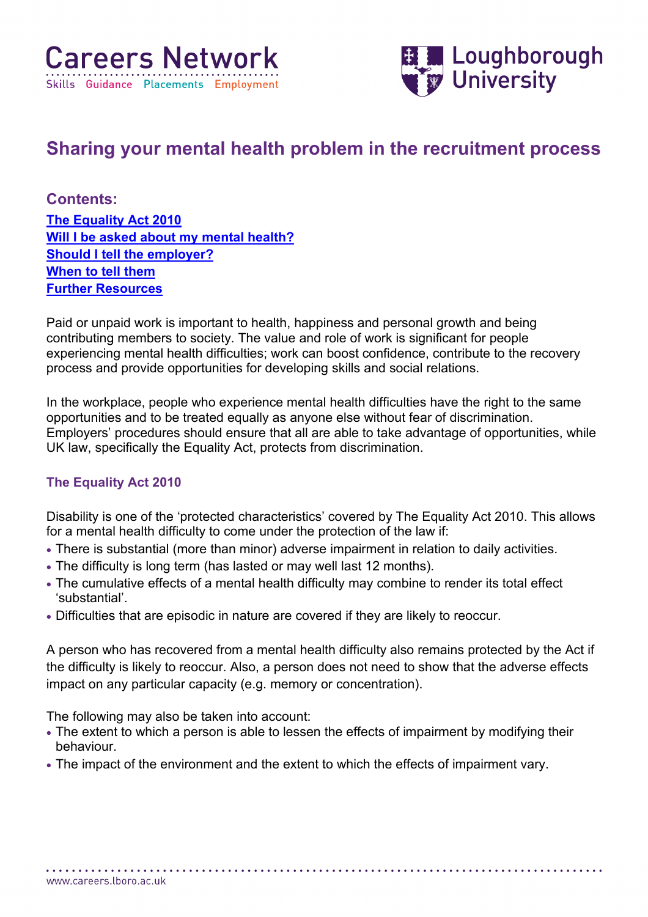# Sharing your mental health problem in the recruitment process

## Contents:

[The Equality Act 2010]
[Will I be asked about my mental health?]
[Should I tell the employer?]
[When to tell them]
[Further Resources]

Paid or unpaid work is important to health, happiness and personal growth and being contributing members to society. The value and role of work is significant for people experiencing mental health difficulties; work can boost confidence, contribute to the recovery process and provide opportunities for developing skills and social relations.

In the workplace, people who experience mental health difficulties have the right to the same opportunities and to be treated equally as anyone else without fear of discrimination. Employers' procedures should ensure that all are able to take advantage of opportunities, while UK law, specifically the Equality Act, protects from discrimination.

### The Equality Act 2010

Disability is one of the 'protected characteristics' covered by The Equality Act 2010. This allows for a mental health difficulty to come under the protection of the law if:

- There is substantial (more than minor) adverse impairment in relation to daily activities.
- The difficulty is long term (has lasted or may well last 12 months).
- The cumulative effects of a mental health difficulty may combine to render its total effect 'substantial'.
- Difficulties that are episodic in nature are covered if they are likely to reoccur.

A person who has recovered from a mental health difficulty also remains protected by the Act if the difficulty is likely to reoccur. Also, a person does not need to show that the adverse effects impact on any particular capacity (e.g. memory or concentration).

The following may also be taken into account:

- The extent to which a person is able to lessen the effects of impairment by modifying their behaviour.
- The impact of the environment and the extent to which the effects of impairment vary.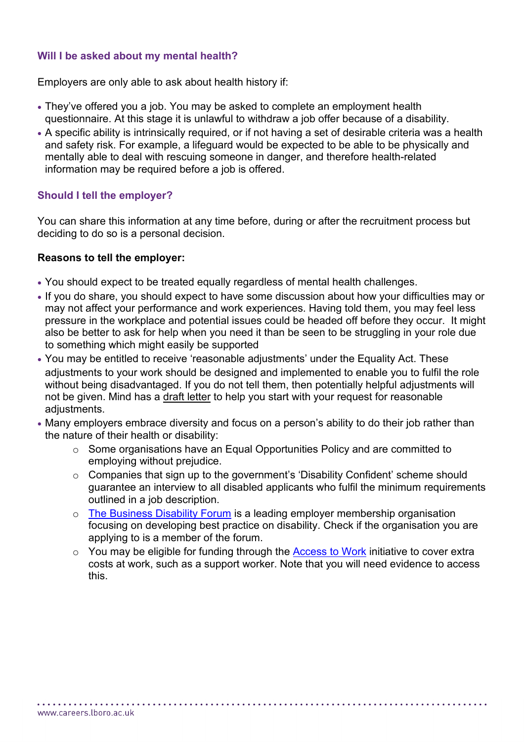## Will I be asked about my mental health?

Employers are only able to ask about health history if:

- They've offered you a job. You may be asked to complete an employment health questionnaire. At this stage it is unlawful to withdraw a job offer because of a disability.
- A specific ability is intrinsically required, or if not having a set of desirable criteria was a health and safety risk. For example, a lifeguard would be expected to be able to be physically and mentally able to deal with rescuing someone in danger, and therefore health-related information may be required before a job is offered.

## Should I tell the employer?

You can share this information at any time before, during or after the recruitment process but deciding to do so is a personal decision.

**Reasons to tell the employer:**

- You should expect to be treated equally regardless of mental health challenges.
- If you do share, you should expect to have some discussion about how your difficulties may or may not affect your performance and work experiences. Having told them, you may feel less pressure in the workplace and potential issues could be headed off before they occur. It might also be better to ask for help when you need it than be seen to be struggling in your role due to something which might easily be supported
- You may be entitled to receive 'reasonable adjustments' under the Equality Act. These adjustments to your work should be designed and implemented to enable you to fulfil the role without being disadvantaged. If you do not tell them, then potentially helpful adjustments will not be given. Mind has a draft letter to help you start with your request for reasonable adjustments.
- Many employers embrace diversity and focus on a person's ability to do their job rather than the nature of their health or disability:
  - Some organisations have an Equal Opportunities Policy and are committed to employing without prejudice.
  - Companies that sign up to the government's 'Disability Confident' scheme should guarantee an interview to all disabled applicants who fulfil the minimum requirements outlined in a job description.
  - The Business Disability Forum is a leading employer membership organisation focusing on developing best practice on disability. Check if the organisation you are applying to is a member of the forum.
  - You may be eligible for funding through the Access to Work initiative to cover extra costs at work, such as a support worker. Note that you will need evidence to access this.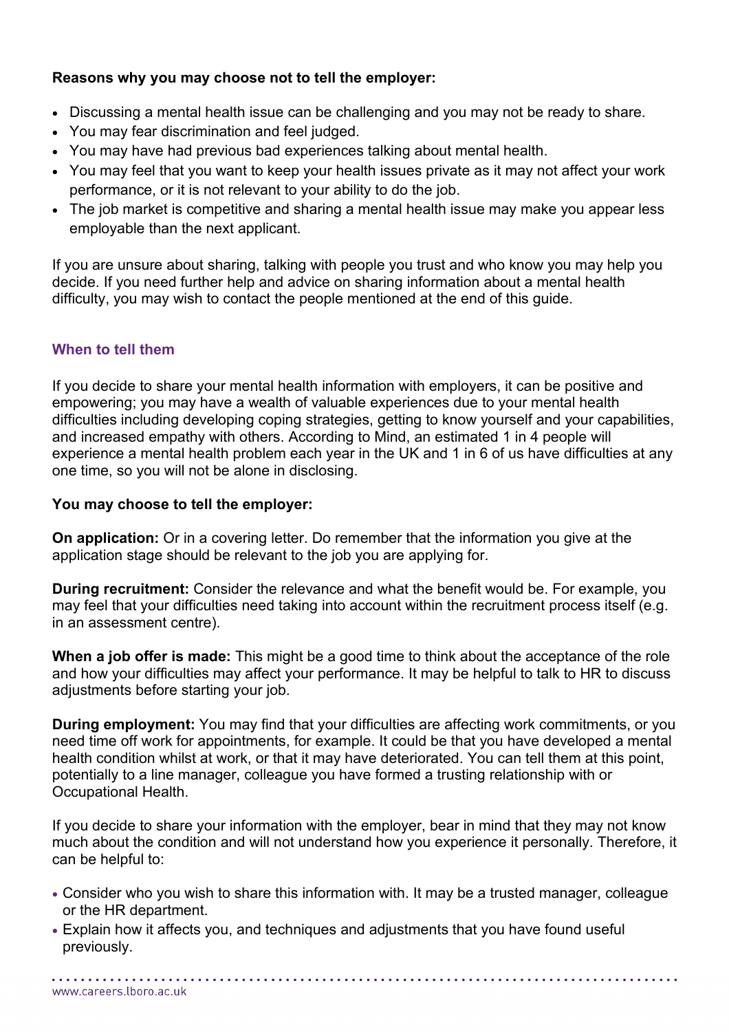**Reasons why you may choose not to tell the employer:**

- Discussing a mental health issue can be challenging and you may not be ready to share.
- You may fear discrimination and feel judged.
- You may have had previous bad experiences talking about mental health.
- You may feel that you want to keep your health issues private as it may not affect your work performance, or it is not relevant to your ability to do the job.
- The job market is competitive and sharing a mental health issue may make you appear less employable than the next applicant.

If you are unsure about sharing, talking with people you trust and who know you may help you decide. If you need further help and advice on sharing information about a mental health difficulty, you may wish to contact the people mentioned at the end of this guide.

## When to tell them

If you decide to share your mental health information with employers, it can be positive and empowering; you may have a wealth of valuable experiences due to your mental health difficulties including developing coping strategies, getting to know yourself and your capabilities, and increased empathy with others. According to Mind, an estimated 1 in 4 people will experience a mental health problem each year in the UK and 1 in 6 of us have difficulties at any one time, so you will not be alone in disclosing.

**You may choose to tell the employer:**

**On application:** Or in a covering letter. Do remember that the information you give at the application stage should be relevant to the job you are applying for.

**During recruitment:** Consider the relevance and what the benefit would be. For example, you may feel that your difficulties need taking into account within the recruitment process itself (e.g. in an assessment centre).

**When a job offer is made:** This might be a good time to think about the acceptance of the role and how your difficulties may affect your performance. It may be helpful to talk to HR to discuss adjustments before starting your job.

**During employment:** You may find that your difficulties are affecting work commitments, or you need time off work for appointments, for example. It could be that you have developed a mental health condition whilst at work, or that it may have deteriorated. You can tell them at this point, potentially to a line manager, colleague you have formed a trusting relationship with or Occupational Health.

If you decide to share your information with the employer, bear in mind that they may not know much about the condition and will not understand how you experience it personally. Therefore, it can be helpful to:

- Consider who you wish to share this information with. It may be a trusted manager, colleague or the HR department.
- Explain how it affects you, and techniques and adjustments that you have found useful previously.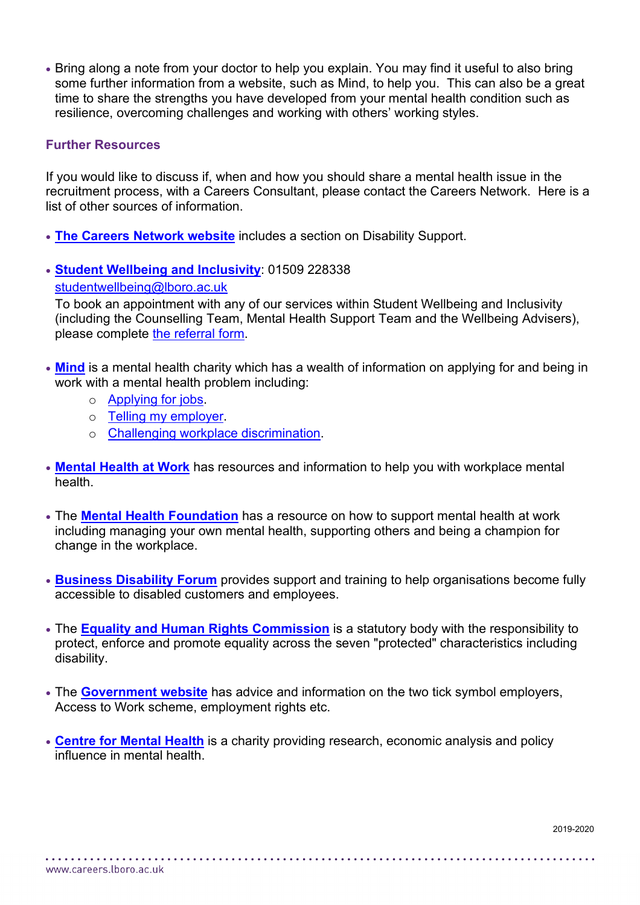- Bring along a note from your doctor to help you explain. You may find it useful to also bring some further information from a website, such as Mind, to help you. This can also be a great time to share the strengths you have developed from your mental health condition such as resilience, overcoming challenges and working with others' working styles.

## Further Resources

If you would like to discuss if, when and how you should share a mental health issue in the recruitment process, with a Careers Consultant, please contact the Careers Network. Here is a list of other sources of information.

- **The Careers Network website** includes a section on Disability Support.

- **Student Wellbeing and Inclusivity**: 01509 228338
  studentwellbeing@lboro.ac.uk
  To book an appointment with any of our services within Student Wellbeing and Inclusivity (including the Counselling Team, Mental Health Support Team and the Wellbeing Advisers), please complete the referral form.

- **Mind** is a mental health charity which has a wealth of information on applying for and being in work with a mental health problem including:
  - Applying for jobs.
  - Telling my employer.
  - Challenging workplace discrimination.

- **Mental Health at Work** has resources and information to help you with workplace mental health.

- The **Mental Health Foundation** has a resource on how to support mental health at work including managing your own mental health, supporting others and being a champion for change in the workplace.

- **Business Disability Forum** provides support and training to help organisations become fully accessible to disabled customers and employees.

- The **Equality and Human Rights Commission** is a statutory body with the responsibility to protect, enforce and promote equality across the seven "protected" characteristics including disability.

- The **Government website** has advice and information on the two tick symbol employers, Access to Work scheme, employment rights etc.

- **Centre for Mental Health** is a charity providing research, economic analysis and policy influence in mental health.

2019-2020